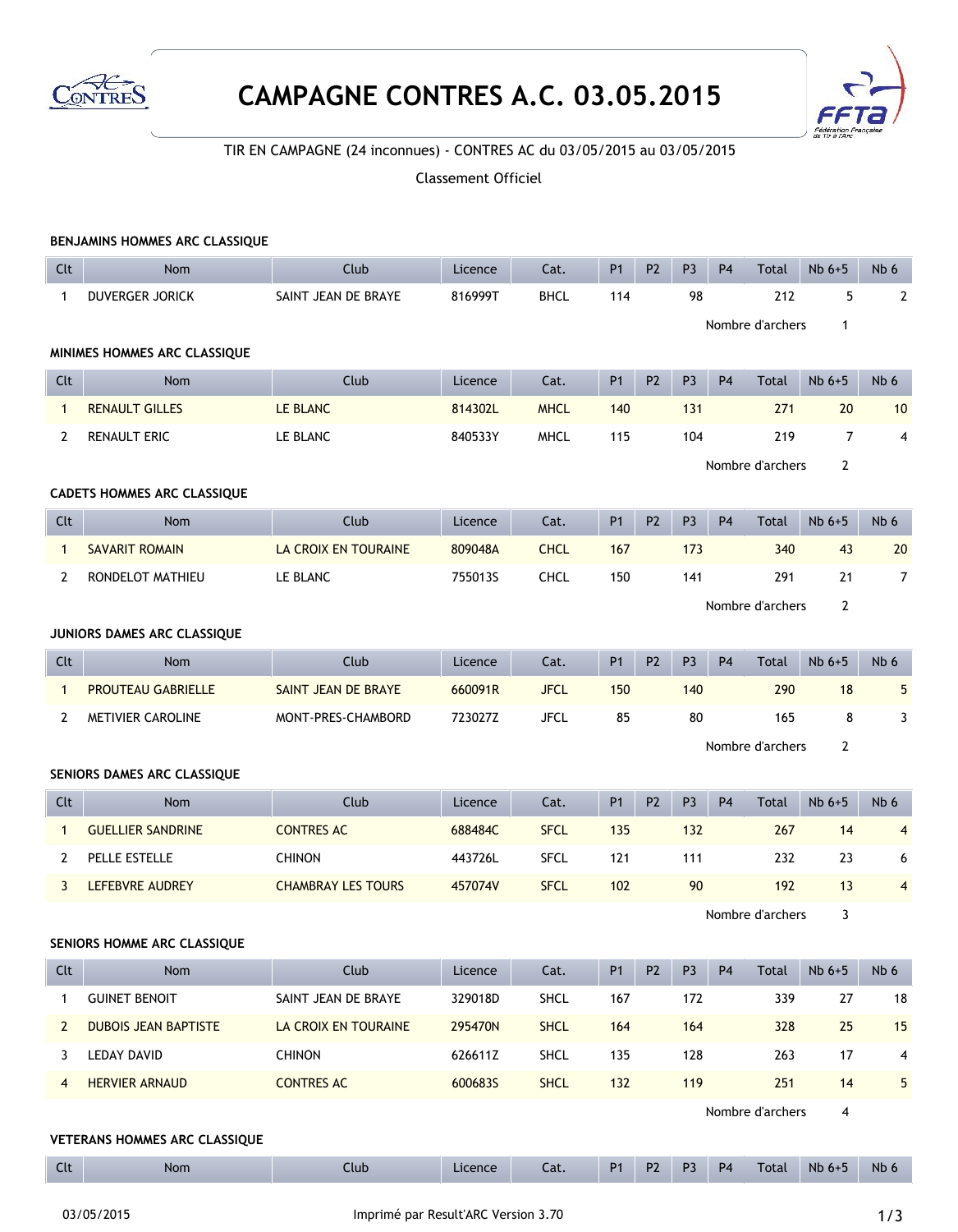# CAMPAGNE CONTRES A.C. 03.05.2015

TIR EN CAMPAGNE (24 inconnues) - CONTRES AC du 03/05/2015 au 03/05/2015

Classement Officiel

### BENJAMINS HOMMES ARC CLASSIQUE

| Clt | Nom | Club | Licence | Cat. | P1 | P2 | P3 | P4 | Total | Nb 6+5 | Nb 6 |
|---|---|---|---|---|---|---|---|---|---|---|---|
| 1 | DUVERGER JORICK | SAINT JEAN DE BRAYE | 816999T | BHCL | 114 | | 98 | | 212 | 5 | 2 |

Nombre d'archers 1

### MINIMES HOMMES ARC CLASSIQUE

| Clt | Nom | Club | Licence | Cat. | P1 | P2 | P3 | P4 | Total | Nb 6+5 | Nb 6 |
|---|---|---|---|---|---|---|---|---|---|---|---|
| 1 | RENAULT GILLES | LE BLANC | 814302L | MHCL | 140 | | 131 | | 271 | 20 | 10 |
| 2 | RENAULT ERIC | LE BLANC | 840533Y | MHCL | 115 | | 104 | | 219 | 7 | 4 |

Nombre d'archers 2

### CADETS HOMMES ARC CLASSIQUE

| Clt | Nom | Club | Licence | Cat. | P1 | P2 | P3 | P4 | Total | Nb 6+5 | Nb 6 |
|---|---|---|---|---|---|---|---|---|---|---|---|
| 1 | SAVARIT ROMAIN | LA CROIX EN TOURAINE | 809048A | CHCL | 167 | | 173 | | 340 | 43 | 20 |
| 2 | RONDELOT MATHIEU | LE BLANC | 755013S | CHCL | 150 | | 141 | | 291 | 21 | 7 |

Nombre d'archers 2

### JUNIORS DAMES ARC CLASSIQUE

| Clt | Nom | Club | Licence | Cat. | P1 | P2 | P3 | P4 | Total | Nb 6+5 | Nb 6 |
|---|---|---|---|---|---|---|---|---|---|---|---|
| 1 | PROUTEAU GABRIELLE | SAINT JEAN DE BRAYE | 660091R | JFCL | 150 | | 140 | | 290 | 18 | 5 |
| 2 | METIVIER CAROLINE | MONT-PRES-CHAMBORD | 723027Z | JFCL | 85 | | 80 | | 165 | 8 | 3 |

Nombre d'archers 2

### SENIORS DAMES ARC CLASSIQUE

| Clt | Nom | Club | Licence | Cat. | P1 | P2 | P3 | P4 | Total | Nb 6+5 | Nb 6 |
|---|---|---|---|---|---|---|---|---|---|---|---|
| 1 | GUELLIER SANDRINE | CONTRES AC | 688484C | SFCL | 135 | | 132 | | 267 | 14 | 4 |
| 2 | PELLE ESTELLE | CHINON | 443726L | SFCL | 121 | | 111 | | 232 | 23 | 6 |
| 3 | LEFEBVRE AUDREY | CHAMBRAY LES TOURS | 457074V | SFCL | 102 | | 90 | | 192 | 13 | 4 |

Nombre d'archers 3

### SENIORS HOMME ARC CLASSIQUE

| Clt | Nom | Club | Licence | Cat. | P1 | P2 | P3 | P4 | Total | Nb 6+5 | Nb 6 |
|---|---|---|---|---|---|---|---|---|---|---|---|
| 1 | GUINET BENOIT | SAINT JEAN DE BRAYE | 329018D | SHCL | 167 | | 172 | | 339 | 27 | 18 |
| 2 | DUBOIS JEAN BAPTISTE | LA CROIX EN TOURAINE | 295470N | SHCL | 164 | | 164 | | 328 | 25 | 15 |
| 3 | LEDAY DAVID | CHINON | 626611Z | SHCL | 135 | | 128 | | 263 | 17 | 4 |
| 4 | HERVIER ARNAUD | CONTRES AC | 600683S | SHCL | 132 | | 119 | | 251 | 14 | 5 |

Nombre d'archers 4

### VETERANS HOMMES ARC CLASSIQUE

| Clt | Nom | Club | Licence | Cat. | P1 | P2 | P3 | P4 | Total | Nb 6+5 | Nb 6 |
|---|---|---|---|---|---|---|---|---|---|---|---|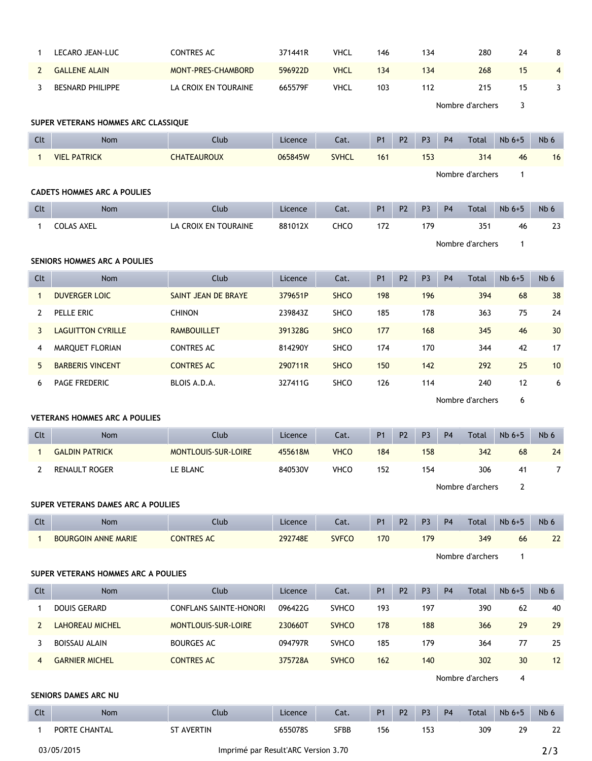| Clt | Nom | Club | Licence | Cat. | P1 | P2 | P3 | P4 | Total | Nb 6+5 | Nb 6 |
|---|---|---|---|---|---|---|---|---|---|---|---|
| 1 | LECARO JEAN-LUC | CONTRES AC | 371441R | VHCL | 146 | | 134 | | 280 | 24 | 8 |
| 2 | GALLENE ALAIN | MONT-PRES-CHAMBORD | 596922D | VHCL | 134 | | 134 | | 268 | 15 | 4 |
| 3 | BESNARD PHILIPPE | LA CROIX EN TOURAINE | 665579F | VHCL | 103 | | 112 | | 215 | 15 | 3 |

Nombre d'archers 3

### SUPER VETERANS HOMMES ARC CLASSIQUE

| Clt | Nom | Club | Licence | Cat. | P1 | P2 | P3 | P4 | Total | Nb 6+5 | Nb 6 |
|---|---|---|---|---|---|---|---|---|---|---|---|
| 1 | VIEL PATRICK | CHATEAUROUX | 065845W | SVHCL | 161 | | 153 | | 314 | 46 | 16 |

Nombre d'archers 1

### CADETS HOMMES ARC A POULIES

| Clt | Nom | Club | Licence | Cat. | P1 | P2 | P3 | P4 | Total | Nb 6+5 | Nb 6 |
|---|---|---|---|---|---|---|---|---|---|---|---|
| 1 | COLAS AXEL | LA CROIX EN TOURAINE | 881012X | CHCO | 172 | | 179 | | 351 | 46 | 23 |

Nombre d'archers 1

### SENIORS HOMMES ARC A POULIES

| Clt | Nom | Club | Licence | Cat. | P1 | P2 | P3 | P4 | Total | Nb 6+5 | Nb 6 |
|---|---|---|---|---|---|---|---|---|---|---|---|
| 1 | DUVERGER LOIC | SAINT JEAN DE BRAYE | 379651P | SHCO | 198 | | 196 | | 394 | 68 | 38 |
| 2 | PELLE ERIC | CHINON | 239843Z | SHCO | 185 | | 178 | | 363 | 75 | 24 |
| 3 | LAGUITTON CYRILLE | RAMBOUILLET | 391328G | SHCO | 177 | | 168 | | 345 | 46 | 30 |
| 4 | MARQUET FLORIAN | CONTRES AC | 814290Y | SHCO | 174 | | 170 | | 344 | 42 | 17 |
| 5 | BARBERIS VINCENT | CONTRES AC | 290711R | SHCO | 150 | | 142 | | 292 | 25 | 10 |
| 6 | PAGE FREDERIC | BLOIS A.D.A. | 327411G | SHCO | 126 | | 114 | | 240 | 12 | 6 |

Nombre d'archers 6

### VETERANS HOMMES ARC A POULIES

| Clt | Nom | Club | Licence | Cat. | P1 | P2 | P3 | P4 | Total | Nb 6+5 | Nb 6 |
|---|---|---|---|---|---|---|---|---|---|---|---|
| 1 | GALDIN PATRICK | MONTLOUIS-SUR-LOIRE | 455618M | VHCO | 184 | | 158 | | 342 | 68 | 24 |
| 2 | RENAULT ROGER | LE BLANC | 840530V | VHCO | 152 | | 154 | | 306 | 41 | 7 |

Nombre d'archers 2

### SUPER VETERANS DAMES ARC A POULIES

| Clt | Nom | Club | Licence | Cat. | P1 | P2 | P3 | P4 | Total | Nb 6+5 | Nb 6 |
|---|---|---|---|---|---|---|---|---|---|---|---|
| 1 | BOURGOIN ANNE MARIE | CONTRES AC | 292748E | SVFCO | 170 | | 179 | | 349 | 66 | 22 |

Nombre d'archers 1

### SUPER VETERANS HOMMES ARC A POULIES

| Clt | Nom | Club | Licence | Cat. | P1 | P2 | P3 | P4 | Total | Nb 6+5 | Nb 6 |
|---|---|---|---|---|---|---|---|---|---|---|---|
| 1 | DOUIS GERARD | CONFLANS SAINTE-HONORI | 096422G | SVHCO | 193 | | 197 | | 390 | 62 | 40 |
| 2 | LAHOREAU MICHEL | MONTLOUIS-SUR-LOIRE | 230660T | SVHCO | 178 | | 188 | | 366 | 29 | 29 |
| 3 | BOISSAU ALAIN | BOURGES AC | 094797R | SVHCO | 185 | | 179 | | 364 | 77 | 25 |
| 4 | GARNIER MICHEL | CONTRES AC | 375728A | SVHCO | 162 | | 140 | | 302 | 30 | 12 |

Nombre d'archers 4

### SENIORS DAMES ARC NU

| Clt | Nom | Club | Licence | Cat. | P1 | P2 | P3 | P4 | Total | Nb 6+5 | Nb 6 |
|---|---|---|---|---|---|---|---|---|---|---|---|
| 1 | PORTE CHANTAL | ST AVERTIN | 655078S | SFBB | 156 | | 153 | | 309 | 29 | 22 |

03/05/2015 Imprimé par Result'ARC Version 3.70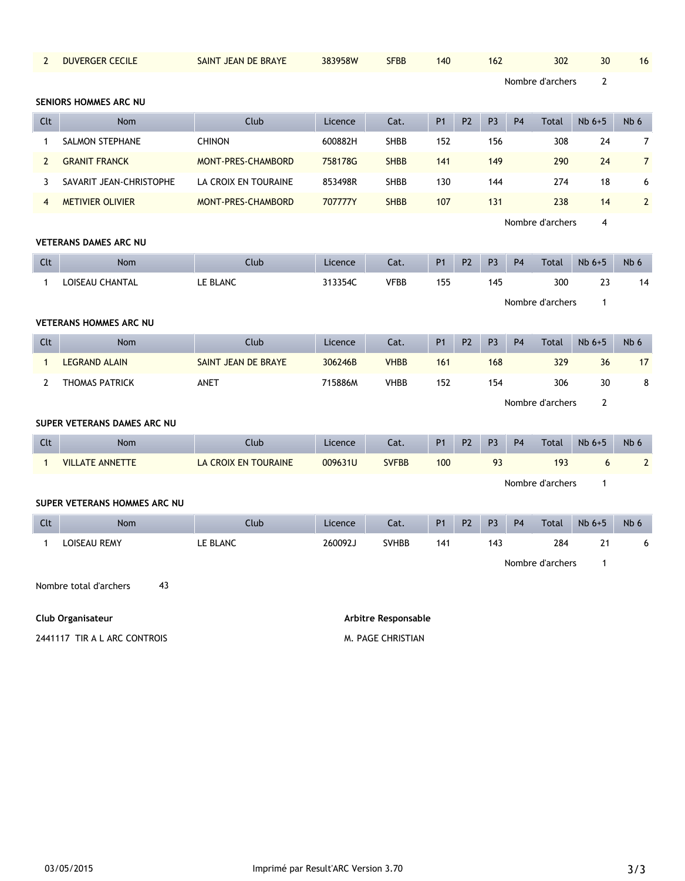| | | | | | | | | | | | |
|---|---|---|---|---|---|---|---|---|---|---|---|
| 2 | DUVERGER CECILE | SAINT JEAN DE BRAYE | 383958W | SFBB | 140 | | 162 | | 302 | 30 | 16 |

Nombre d'archers 2

**SENIORS HOMMES ARC NU**

| Clt | Nom | Club | Licence | Cat. | P1 | P2 | P3 | P4 | Total | Nb 6+5 | Nb 6 |
|---|---|---|---|---|---|---|---|---|---|---|---|
| 1 | SALMON STEPHANE | CHINON | 600882H | SHBB | 152 | | 156 | | 308 | 24 | 7 |
| 2 | GRANIT FRANCK | MONT-PRES-CHAMBORD | 758178G | SHBB | 141 | | 149 | | 290 | 24 | 7 |
| 3 | SAVARIT JEAN-CHRISTOPHE | LA CROIX EN TOURAINE | 853498R | SHBB | 130 | | 144 | | 274 | 18 | 6 |
| 4 | METIVIER OLIVIER | MONT-PRES-CHAMBORD | 707777Y | SHBB | 107 | | 131 | | 238 | 14 | 2 |

Nombre d'archers 4

**VETERANS DAMES ARC NU**

| Clt | Nom | Club | Licence | Cat. | P1 | P2 | P3 | P4 | Total | Nb 6+5 | Nb 6 |
|---|---|---|---|---|---|---|---|---|---|---|---|
| 1 | LOISEAU CHANTAL | LE BLANC | 313354C | VFBB | 155 | | 145 | | 300 | 23 | 14 |

Nombre d'archers 1

**VETERANS HOMMES ARC NU**

| Clt | Nom | Club | Licence | Cat. | P1 | P2 | P3 | P4 | Total | Nb 6+5 | Nb 6 |
|---|---|---|---|---|---|---|---|---|---|---|---|
| 1 | LEGRAND ALAIN | SAINT JEAN DE BRAYE | 306246B | VHBB | 161 | | 168 | | 329 | 36 | 17 |
| 2 | THOMAS PATRICK | ANET | 715886M | VHBB | 152 | | 154 | | 306 | 30 | 8 |

Nombre d'archers 2

**SUPER VETERANS DAMES ARC NU**

| Clt | Nom | Club | Licence | Cat. | P1 | P2 | P3 | P4 | Total | Nb 6+5 | Nb 6 |
|---|---|---|---|---|---|---|---|---|---|---|---|
| 1 | VILLATE ANNETTE | LA CROIX EN TOURAINE | 009631U | SVFBB | 100 | | 93 | | 193 | 6 | 2 |

Nombre d'archers 1

**SUPER VETERANS HOMMES ARC NU**

| Clt | Nom | Club | Licence | Cat. | P1 | P2 | P3 | P4 | Total | Nb 6+5 | Nb 6 |
|---|---|---|---|---|---|---|---|---|---|---|---|
| 1 | LOISEAU REMY | LE BLANC | 260092J | SVHBB | 141 | | 143 | | 284 | 21 | 6 |

Nombre d'archers 1

Nombre total d'archers 43

**Club Organisateur**

2441117 TIR A L ARC CONTROIS

**Arbitre Responsable**

M. PAGE CHRISTIAN

03/05/2015 Imprimé par Result'ARC Version 3.70